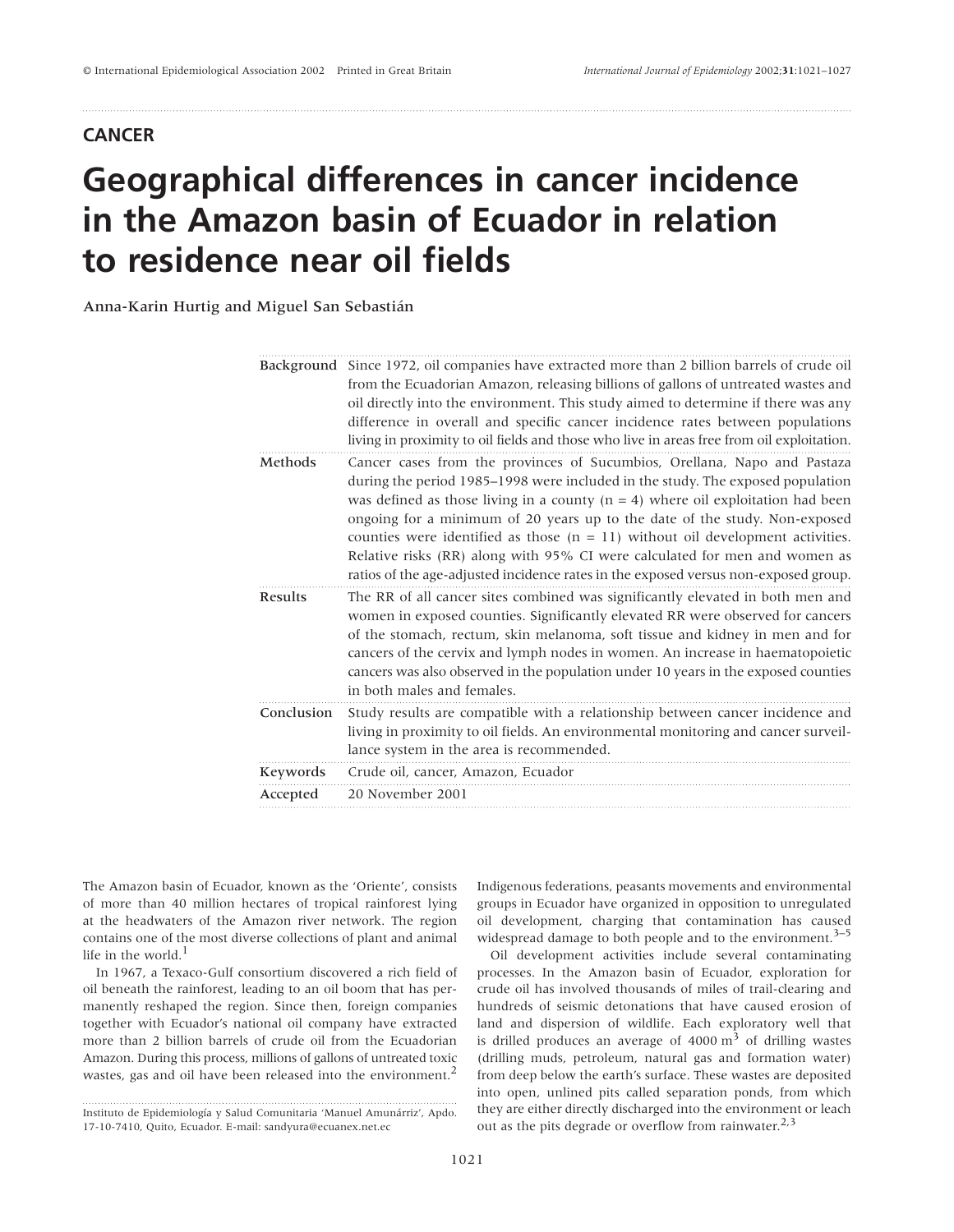CANCER

# Geographical differences in cancer incidence in the Amazon basin of Ecuador in relation to residence near oil fields

Anna-Karin Hurtig and Miguel San Sebastián

**Background** Since 1972, oil companies have extracted more than 2 billion barrels of crude oil from the Ecuadorian Amazon, releasing billions of gallons of untreated wastes and oil directly into the environment. This study aimed to determine if there was any difference in overall and specific cancer incidence rates between populations living in proximity to oil fields and those who live in areas free from oil exploitation.

**Methods** Cancer cases from the provinces of Sucumbios, Orellana, Napo and Pastaza during the period 1985–1998 were included in the study. The exposed population was defined as those living in a county (n = 4) where oil exploitation had been ongoing for a minimum of 20 years up to the date of the study. Non-exposed counties were identified as those (n = 11) without oil development activities. Relative risks (RR) along with 95% CI were calculated for men and women as ratios of the age-adjusted incidence rates in the exposed versus non-exposed group.

**Results** The RR of all cancer sites combined was significantly elevated in both men and women in exposed counties. Significantly elevated RR were observed for cancers of the stomach, rectum, skin melanoma, soft tissue and kidney in men and for cancers of the cervix and lymph nodes in women. An increase in haematopoietic cancers was also observed in the population under 10 years in the exposed counties in both males and females.

**Conclusion** Study results are compatible with a relationship between cancer incidence and living in proximity to oil fields. An environmental monitoring and cancer surveillance system in the area is recommended.

**Keywords** Crude oil, cancer, Amazon, Ecuador

**Accepted** 20 November 2001

The Amazon basin of Ecuador, known as the 'Oriente', consists of more than 40 million hectares of tropical rainforest lying at the headwaters of the Amazon river network. The region contains one of the most diverse collections of plant and animal life in the world.[1]

In 1967, a Texaco-Gulf consortium discovered a rich field of oil beneath the rainforest, leading to an oil boom that has permanently reshaped the region. Since then, foreign companies together with Ecuador's national oil company have extracted more than 2 billion barrels of crude oil from the Ecuadorian Amazon. During this process, millions of gallons of untreated toxic wastes, gas and oil have been released into the environment.[2]

Indigenous federations, peasants movements and environmental groups in Ecuador have organized in opposition to unregulated oil development, charging that contamination has caused widespread damage to both people and to the environment.[3–5]

Oil development activities include several contaminating processes. In the Amazon basin of Ecuador, exploration for crude oil has involved thousands of miles of trail-clearing and hundreds of seismic detonations that have caused erosion of land and dispersion of wildlife. Each exploratory well that is drilled produces an average of 4000 $m^3$ of drilling wastes (drilling muds, petroleum, natural gas and formation water) from deep below the earth's surface. These wastes are deposited into open, unlined pits called separation ponds, from which they are either directly discharged into the environment or leach out as the pits degrade or overflow from rainwater.[2,3]

Instituto de Epidemiología y Salud Comunitaria 'Manuel Amunárriz', Apdo. 17-10-7410, Quito, Ecuador. E-mail: sandyura@ecuanex.net.ec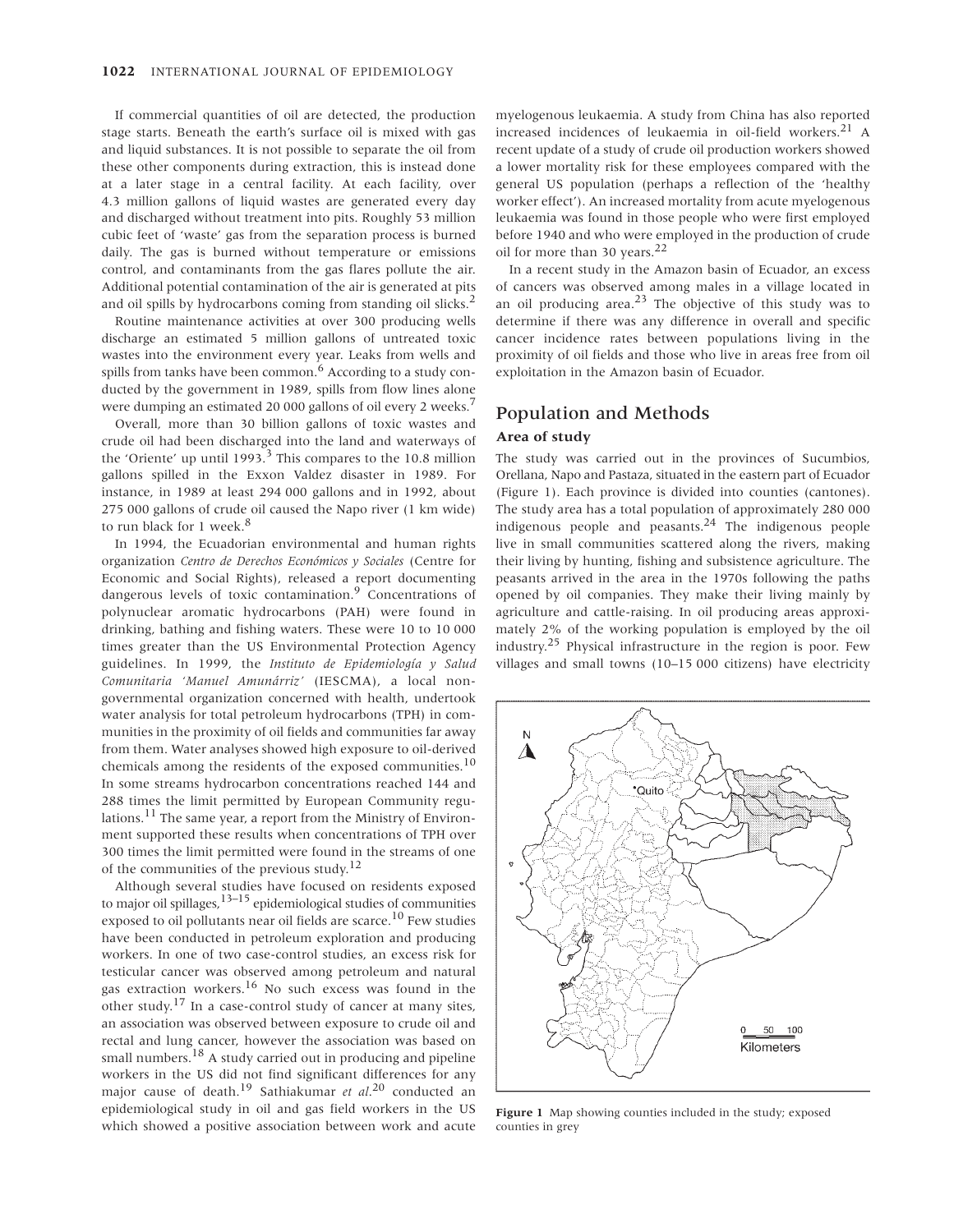If commercial quantities of oil are detected, the production stage starts. Beneath the earth's surface oil is mixed with gas and liquid substances. It is not possible to separate the oil from these other components during extraction, this is instead done at a later stage in a central facility. At each facility, over 4.3 million gallons of liquid wastes are generated every day and discharged without treatment into pits. Roughly 53 million cubic feet of 'waste' gas from the separation process is burned daily. The gas is burned without temperature or emissions control, and contaminants from the gas flares pollute the air. Additional potential contamination of the air is generated at pits and oil spills by hydrocarbons coming from standing oil slicks.[2]

Routine maintenance activities at over 300 producing wells discharge an estimated 5 million gallons of untreated toxic wastes into the environment every year. Leaks from wells and spills from tanks have been common.[6] According to a study conducted by the government in 1989, spills from flow lines alone were dumping an estimated 20 000 gallons of oil every 2 weeks.[7]

Overall, more than 30 billion gallons of toxic wastes and crude oil had been discharged into the land and waterways of the 'Oriente' up until 1993.[3] This compares to the 10.8 million gallons spilled in the Exxon Valdez disaster in 1989. For instance, in 1989 at least 294 000 gallons and in 1992, about 275 000 gallons of crude oil caused the Napo river (1 km wide) to run black for 1 week.[8]

In 1994, the Ecuadorian environmental and human rights organization *Centro de Derechos Económicos y Sociales* (Centre for Economic and Social Rights), released a report documenting dangerous levels of toxic contamination.[9] Concentrations of polynuclear aromatic hydrocarbons (PAH) were found in drinking, bathing and fishing waters. These were 10 to 10 000 times greater than the US Environmental Protection Agency guidelines. In 1999, the *Instituto de Epidemiología y Salud Comunitaria 'Manuel Amunárriz'* (IESCMA), a local non-governmental organization concerned with health, undertook water analysis for total petroleum hydrocarbons (TPH) in communities in the proximity of oil fields and communities far away from them. Water analyses showed high exposure to oil-derived chemicals among the residents of the exposed communities.[10] In some streams hydrocarbon concentrations reached 144 and 288 times the limit permitted by European Community regulations.[11] The same year, a report from the Ministry of Environment supported these results when concentrations of TPH over 300 times the limit permitted were found in the streams of one of the communities of the previous study.[12]

Although several studies have focused on residents exposed to major oil spillages,[13–15] epidemiological studies of communities exposed to oil pollutants near oil fields are scarce.[10] Few studies have been conducted in petroleum exploration and producing workers. In one of two case-control studies, an excess risk for testicular cancer was observed among petroleum and natural gas extraction workers.[16] No such excess was found in the other study.[17] In a case-control study of cancer at many sites, an association was observed between exposure to crude oil and rectal and lung cancer, however the association was based on small numbers.[18] A study carried out in producing and pipeline workers in the US did not find significant differences for any major cause of death.[19] Sathiakumar *et al*.[20] conducted an epidemiological study in oil and gas field workers in the US which showed a positive association between work and acute myelogenous leukaemia. A study from China has also reported increased incidences of leukaemia in oil-field workers.[21] A recent update of a study of crude oil production workers showed a lower mortality risk for these employees compared with the general US population (perhaps a reflection of the 'healthy worker effect'). An increased mortality from acute myelogenous leukaemia was found in those people who were first employed before 1940 and who were employed in the production of crude oil for more than 30 years.[22]

In a recent study in the Amazon basin of Ecuador, an excess of cancers was observed among males in a village located in an oil producing area.[23] The objective of this study was to determine if there was any difference in overall and specific cancer incidence rates between populations living in the proximity of oil fields and those who live in areas free from oil exploitation in the Amazon basin of Ecuador.

## Population and Methods

### Area of study

The study was carried out in the provinces of Sucumbios, Orellana, Napo and Pastaza, situated in the eastern part of Ecuador (Figure 1). Each province is divided into counties (cantones). The study area has a total population of approximately 280 000 indigenous people and peasants.[24] The indigenous people live in small communities scattered along the rivers, making their living by hunting, fishing and subsistence agriculture. The peasants arrived in the area in the 1970s following the paths opened by oil companies. They make their living mainly by agriculture and cattle-raising. In oil producing areas approximately 2% of the working population is employed by the oil industry.[25] Physical infrastructure in the region is poor. Few villages and small towns (10–15 000 citizens) have electricity

**Figure 1** Map showing counties included in the study; exposed counties in grey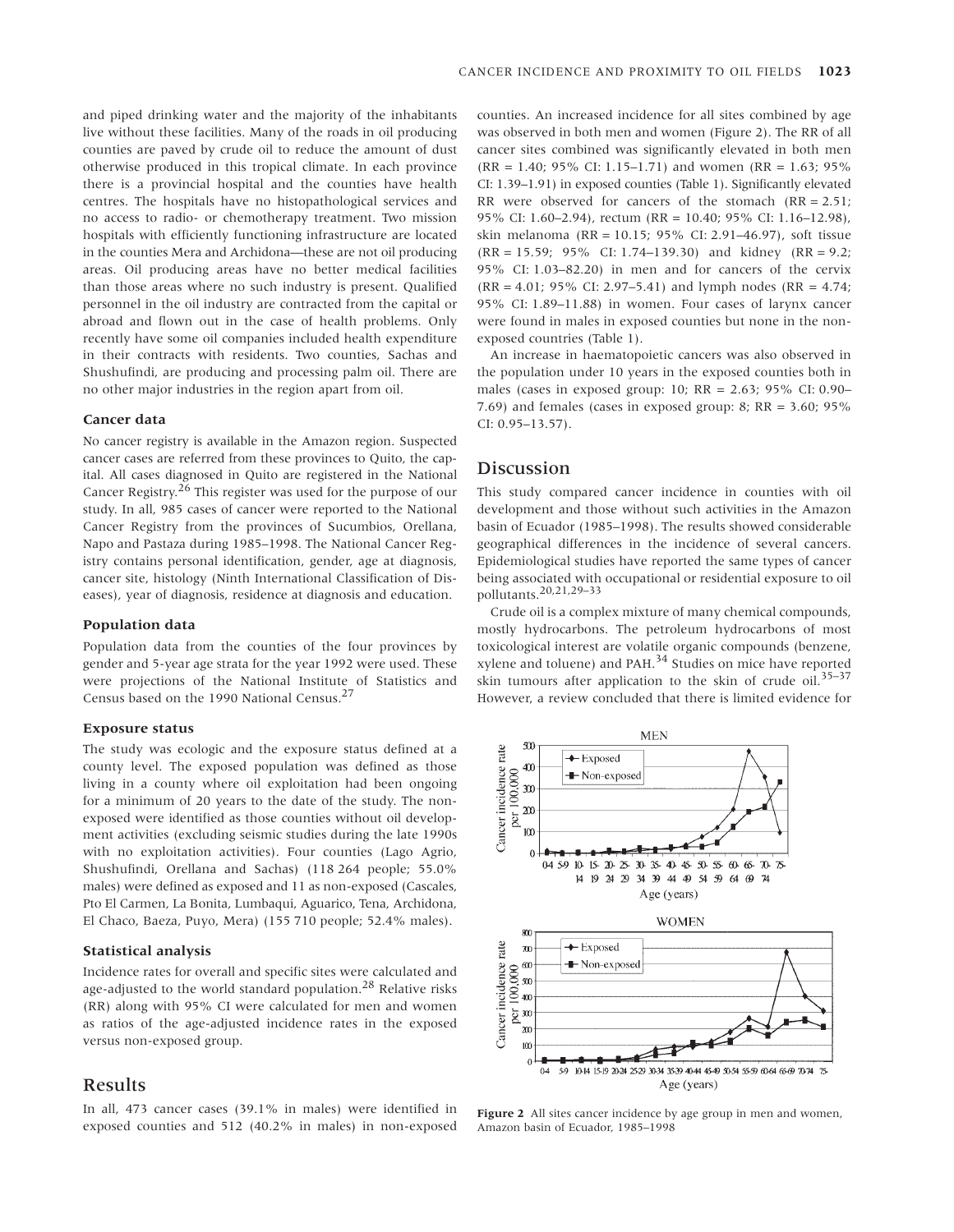and piped drinking water and the majority of the inhabitants live without these facilities. Many of the roads in oil producing counties are paved by crude oil to reduce the amount of dust otherwise produced in this tropical climate. In each province there is a provincial hospital and the counties have health centres. The hospitals have no histopathological services and no access to radio- or chemotherapy treatment. Two mission hospitals with efficiently functioning infrastructure are located in the counties Mera and Archidona—these are not oil producing areas. Oil producing areas have no better medical facilities than those areas where no such industry is present. Qualified personnel in the oil industry are contracted from the capital or abroad and flown out in the case of health problems. Only recently have some oil companies included health expenditure in their contracts with residents. Two counties, Sachas and Shushufindi, are producing and processing palm oil. There are no other major industries in the region apart from oil.

### Cancer data

No cancer registry is available in the Amazon region. Suspected cancer cases are referred from these provinces to Quito, the capital. All cases diagnosed in Quito are registered in the National Cancer Registry.[26] This register was used for the purpose of our study. In all, 985 cases of cancer were reported to the National Cancer Registry from the provinces of Sucumbios, Orellana, Napo and Pastaza during 1985–1998. The National Cancer Registry contains personal identification, gender, age at diagnosis, cancer site, histology (Ninth International Classification of Diseases), year of diagnosis, residence at diagnosis and education.

### Population data

Population data from the counties of the four provinces by gender and 5-year age strata for the year 1992 were used. These were projections of the National Institute of Statistics and Census based on the 1990 National Census.[27]

### Exposure status

The study was ecologic and the exposure status defined at a county level. The exposed population was defined as those living in a county where oil exploitation had been ongoing for a minimum of 20 years to the date of the study. The non-exposed were identified as those counties without oil development activities (excluding seismic studies during the late 1990s with no exploitation activities). Four counties (Lago Agrio, Shushufindi, Orellana and Sachas) (118 264 people; 55.0% males) were defined as exposed and 11 as non-exposed (Cascales, Pto El Carmen, La Bonita, Lumbaqui, Aguarico, Tena, Archidona, El Chaco, Baeza, Puyo, Mera) (155 710 people; 52.4% males).

### Statistical analysis

Incidence rates for overall and specific sites were calculated and age-adjusted to the world standard population.[28] Relative risks (RR) along with 95% CI were calculated for men and women as ratios of the age-adjusted incidence rates in the exposed versus non-exposed group.

## Results

In all, 473 cancer cases (39.1% in males) were identified in exposed counties and 512 (40.2% in males) in non-exposed counties. An increased incidence for all sites combined by age was observed in both men and women (Figure 2). The RR of all cancer sites combined was significantly elevated in both men (RR = 1.40; 95% CI: 1.15–1.71) and women (RR = 1.63; 95% CI: 1.39–1.91) in exposed counties (Table 1). Significantly elevated RR were observed for cancers of the stomach (RR = 2.51; 95% CI: 1.60–2.94), rectum (RR = 10.40; 95% CI: 1.16–12.98), skin melanoma (RR = 10.15; 95% CI: 2.91–46.97), soft tissue (RR = 15.59; 95% CI: 1.74–139.30) and kidney (RR = 9.2; 95% CI: 1.03–82.20) in men and for cancers of the cervix (RR = 4.01; 95% CI: 2.97–5.41) and lymph nodes (RR = 4.74; 95% CI: 1.89–11.88) in women. Four cases of larynx cancer were found in males in exposed counties but none in the non-exposed countries (Table 1).

An increase in haematopoietic cancers was also observed in the population under 10 years in the exposed counties both in males (cases in exposed group: 10; RR = 2.63; 95% CI: 0.90–7.69) and females (cases in exposed group: 8; RR = 3.60; 95% CI: 0.95–13.57).

## Discussion

This study compared cancer incidence in counties with oil development and those without such activities in the Amazon basin of Ecuador (1985–1998). The results showed considerable geographical differences in the incidence of several cancers. Epidemiological studies have reported the same types of cancer being associated with occupational or residential exposure to oil pollutants.[20,21,29–33]

Crude oil is a complex mixture of many chemical compounds, mostly hydrocarbons. The petroleum hydrocarbons of most toxicological interest are volatile organic compounds (benzene, xylene and toluene) and PAH.[34] Studies on mice have reported skin tumours after application to the skin of crude oil.[35–37] However, a review concluded that there is limited evidence for

**Figure 2** All sites cancer incidence by age group in men and women, Amazon basin of Ecuador, 1985–1998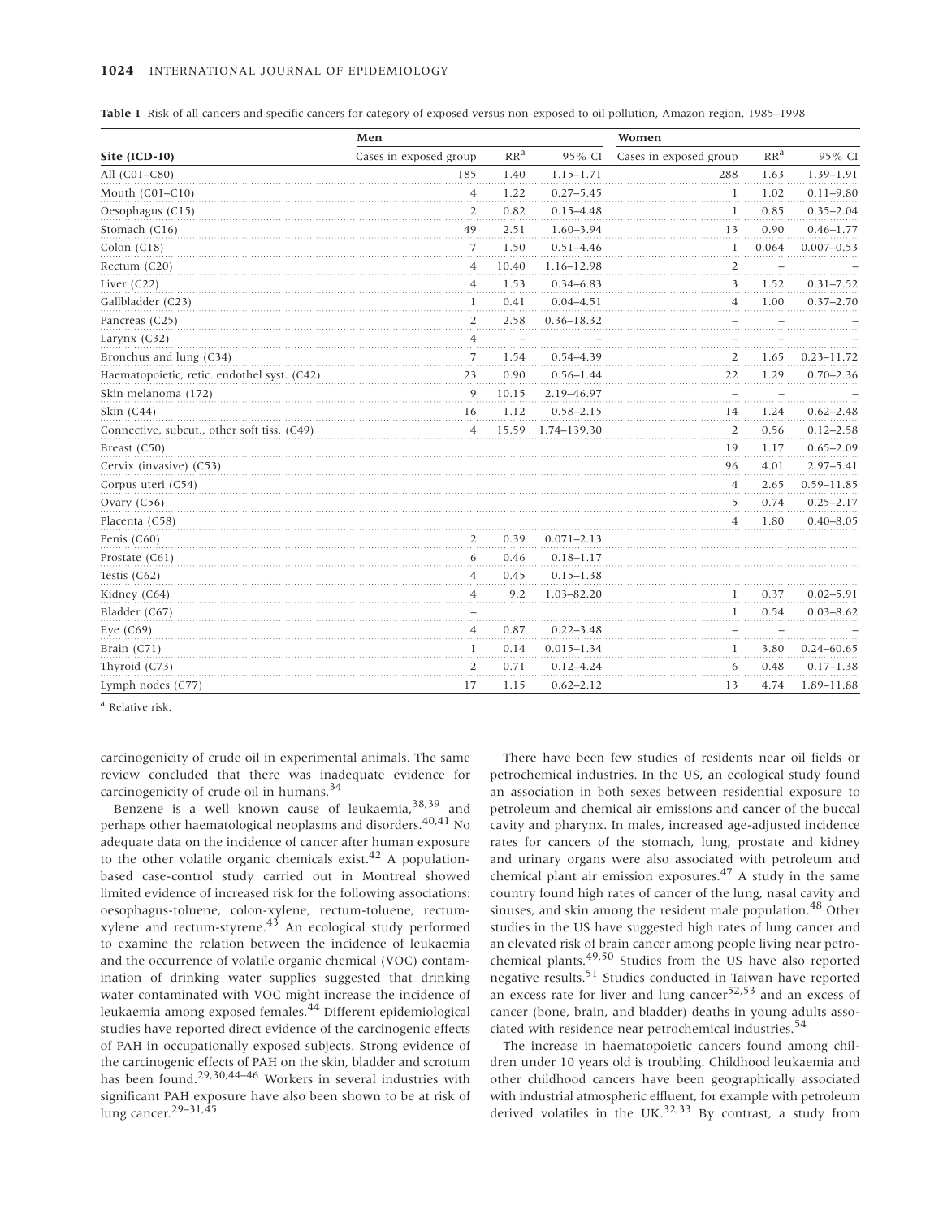**Table 1** Risk of all cancers and specific cancers for category of exposed versus non-exposed to oil pollution, Amazon region, 1985–1998

| | Men | | | Women | | |
|---|---|---|---|---|---|---|
| **Site (ICD-10)** | Cases in exposed group | RR[a] | 95% CI | Cases in exposed group | RR[a] | 95% CI |
| All (C01–C80) | 185 | 1.40 | 1.15–1.71 | 288 | 1.63 | 1.39–1.91 |
| Mouth (C01–C10) | 4 | 1.22 | 0.27–5.45 | 1 | 1.02 | 0.11–9.80 |
| Oesophagus (C15) | 2 | 0.82 | 0.15–4.48 | 1 | 0.85 | 0.35–2.04 |
| Stomach (C16) | 49 | 2.51 | 1.60–3.94 | 13 | 0.90 | 0.46–1.77 |
| Colon (C18) | 7 | 1.50 | 0.51–4.46 | 1 | 0.064 | 0.007–0.53 |
| Rectum (C20) | 4 | 10.40 | 1.16–12.98 | 2 | – | – |
| Liver (C22) | 4 | 1.53 | 0.34–6.83 | 3 | 1.52 | 0.31–7.52 |
| Gallbladder (C23) | 1 | 0.41 | 0.04–4.51 | 4 | 1.00 | 0.37–2.70 |
| Pancreas (C25) | 2 | 2.58 | 0.36–18.32 | – | – | – |
| Larynx (C32) | 4 | – | – | – | – | – |
| Bronchus and lung (C34) | 7 | 1.54 | 0.54–4.39 | 2 | 1.65 | 0.23–11.72 |
| Haematopoietic, retic. endothel syst. (C42) | 23 | 0.90 | 0.56–1.44 | 22 | 1.29 | 0.70–2.36 |
| Skin melanoma (172) | 9 | 10.15 | 2.19–46.97 | – | – | – |
| Skin (C44) | 16 | 1.12 | 0.58–2.15 | 14 | 1.24 | 0.62–2.48 |
| Connective, subcut., other soft tiss. (C49) | 4 | 15.59 | 1.74–139.30 | 2 | 0.56 | 0.12–2.58 |
| Breast (C50) | | | | 19 | 1.17 | 0.65–2.09 |
| Cervix (invasive) (C53) | | | | 96 | 4.01 | 2.97–5.41 |
| Corpus uteri (C54) | | | | 4 | 2.65 | 0.59–11.85 |
| Ovary (C56) | | | | 5 | 0.74 | 0.25–2.17 |
| Placenta (C58) | | | | 4 | 1.80 | 0.40–8.05 |
| Penis (C60) | 2 | 0.39 | 0.071–2.13 | | | |
| Prostate (C61) | 6 | 0.46 | 0.18–1.17 | | | |
| Testis (C62) | 4 | 0.45 | 0.15–1.38 | | | |
| Kidney (C64) | 4 | 9.2 | 1.03–82.20 | 1 | 0.37 | 0.02–5.91 |
| Bladder (C67) | – | | | 1 | 0.54 | 0.03–8.62 |
| Eye (C69) | 4 | 0.87 | 0.22–3.48 | – | – | – |
| Brain (C71) | 1 | 0.14 | 0.015–1.34 | 1 | 3.80 | 0.24–60.65 |
| Thyroid (C73) | 2 | 0.71 | 0.12–4.24 | 6 | 0.48 | 0.17–1.38 |
| Lymph nodes (C77) | 17 | 1.15 | 0.62–2.12 | 13 | 4.74 | 1.89–11.88 |

[a] Relative risk.

carcinogenicity of crude oil in experimental animals. The same review concluded that there was inadequate evidence for carcinogenicity of crude oil in humans.[34]

Benzene is a well known cause of leukaemia,[38,39] and perhaps other haematological neoplasms and disorders.[40,41] No adequate data on the incidence of cancer after human exposure to the other volatile organic chemicals exist.[42] A population-based case-control study carried out in Montreal showed limited evidence of increased risk for the following associations: oesophagus-toluene, colon-xylene, rectum-toluene, rectum-xylene and rectum-styrene.[43] An ecological study performed to examine the relation between the incidence of leukaemia and the occurrence of volatile organic chemical (VOC) contamination of drinking water supplies suggested that drinking water contaminated with VOC might increase the incidence of leukaemia among exposed females.[44] Different epidemiological studies have reported direct evidence of the carcinogenic effects of PAH in occupationally exposed subjects. Strong evidence of the carcinogenic effects of PAH on the skin, bladder and scrotum has been found.[29,30,44–46] Workers in several industries with significant PAH exposure have also been shown to be at risk of lung cancer.[29–31,45]

There have been few studies of residents near oil fields or petrochemical industries. In the US, an ecological study found an association in both sexes between residential exposure to petroleum and chemical air emissions and cancer of the buccal cavity and pharynx. In males, increased age-adjusted incidence rates for cancers of the stomach, lung, prostate and kidney and urinary organs were also associated with petroleum and chemical plant air emission exposures.[47] A study in the same country found high rates of cancer of the lung, nasal cavity and sinuses, and skin among the resident male population.[48] Other studies in the US have suggested high rates of lung cancer and an elevated risk of brain cancer among people living near petrochemical plants.[49,50] Studies from the US have also reported negative results.[51] Studies conducted in Taiwan have reported an excess rate for liver and lung cancer[52,53] and an excess of cancer (bone, brain, and bladder) deaths in young adults associated with residence near petrochemical industries.[54]

The increase in haematopoietic cancers found among children under 10 years old is troubling. Childhood leukaemia and other childhood cancers have been geographically associated with industrial atmospheric effluent, for example with petroleum derived volatiles in the UK.[32,33] By contrast, a study from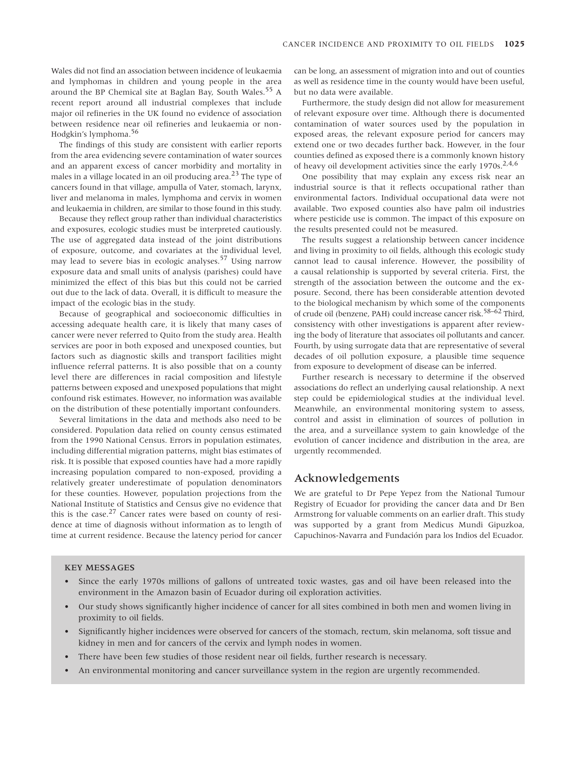Wales did not find an association between incidence of leukaemia and lymphomas in children and young people in the area around the BP Chemical site at Baglan Bay, South Wales.[55] A recent report around all industrial complexes that include major oil refineries in the UK found no evidence of association between residence near oil refineries and leukaemia or non-Hodgkin's lymphoma.[56]

The findings of this study are consistent with earlier reports from the area evidencing severe contamination of water sources and an apparent excess of cancer morbidity and mortality in males in a village located in an oil producing area.[23] The type of cancers found in that village, ampulla of Vater, stomach, larynx, liver and melanoma in males, lymphoma and cervix in women and leukaemia in children, are similar to those found in this study.

Because they reflect group rather than individual characteristics and exposures, ecologic studies must be interpreted cautiously. The use of aggregated data instead of the joint distributions of exposure, outcome, and covariates at the individual level, may lead to severe bias in ecologic analyses.[57] Using narrow exposure data and small units of analysis (parishes) could have minimized the effect of this bias but this could not be carried out due to the lack of data. Overall, it is difficult to measure the impact of the ecologic bias in the study.

Because of geographical and socioeconomic difficulties in accessing adequate health care, it is likely that many cases of cancer were never referred to Quito from the study area. Health services are poor in both exposed and unexposed counties, but factors such as diagnostic skills and transport facilities might influence referral patterns. It is also possible that on a county level there are differences in racial composition and lifestyle patterns between exposed and unexposed populations that might confound risk estimates. However, no information was available on the distribution of these potentially important confounders.

Several limitations in the data and methods also need to be considered. Population data relied on county census estimated from the 1990 National Census. Errors in population estimates, including differential migration patterns, might bias estimates of risk. It is possible that exposed counties have had a more rapidly increasing population compared to non-exposed, providing a relatively greater underestimate of population denominators for these counties. However, population projections from the National Institute of Statistics and Census give no evidence that this is the case.[27] Cancer rates were based on county of residence at time of diagnosis without information as to length of time at current residence. Because the latency period for cancer can be long, an assessment of migration into and out of counties as well as residence time in the county would have been useful, but no data were available.

Furthermore, the study design did not allow for measurement of relevant exposure over time. Although there is documented contamination of water sources used by the population in exposed areas, the relevant exposure period for cancers may extend one or two decades further back. However, in the four counties defined as exposed there is a commonly known history of heavy oil development activities since the early 1970s.[2,4,6]

One possibility that may explain any excess risk near an industrial source is that it reflects occupational rather than environmental factors. Individual occupational data were not available. Two exposed counties also have palm oil industries where pesticide use is common. The impact of this exposure on the results presented could not be measured.

The results suggest a relationship between cancer incidence and living in proximity to oil fields, although this ecologic study cannot lead to causal inference. However, the possibility of a causal relationship is supported by several criteria. First, the strength of the association between the outcome and the exposure. Second, there has been considerable attention devoted to the biological mechanism by which some of the components of crude oil (benzene, PAH) could increase cancer risk.[58–62] Third, consistency with other investigations is apparent after reviewing the body of literature that associates oil pollutants and cancer. Fourth, by using surrogate data that are representative of several decades of oil pollution exposure, a plausible time sequence from exposure to development of disease can be inferred.

Further research is necessary to determine if the observed associations do reflect an underlying causal relationship. A next step could be epidemiological studies at the individual level. Meanwhile, an environmental monitoring system to assess, control and assist in elimination of sources of pollution in the area, and a surveillance system to gain knowledge of the evolution of cancer incidence and distribution in the area, are urgently recommended.

## Acknowledgements

We are grateful to Dr Pepe Yepez from the National Tumour Registry of Ecuador for providing the cancer data and Dr Ben Armstrong for valuable comments on an earlier draft. This study was supported by a grant from Medicus Mundi Gipuzkoa, Capuchinos-Navarra and Fundación para los Indios del Ecuador.

### KEY MESSAGES

- Since the early 1970s millions of gallons of untreated toxic wastes, gas and oil have been released into the environment in the Amazon basin of Ecuador during oil exploration activities.
- Our study shows significantly higher incidence of cancer for all sites combined in both men and women living in proximity to oil fields.
- Significantly higher incidences were observed for cancers of the stomach, rectum, skin melanoma, soft tissue and kidney in men and for cancers of the cervix and lymph nodes in women.
- There have been few studies of those resident near oil fields, further research is necessary.
- An environmental monitoring and cancer surveillance system in the region are urgently recommended.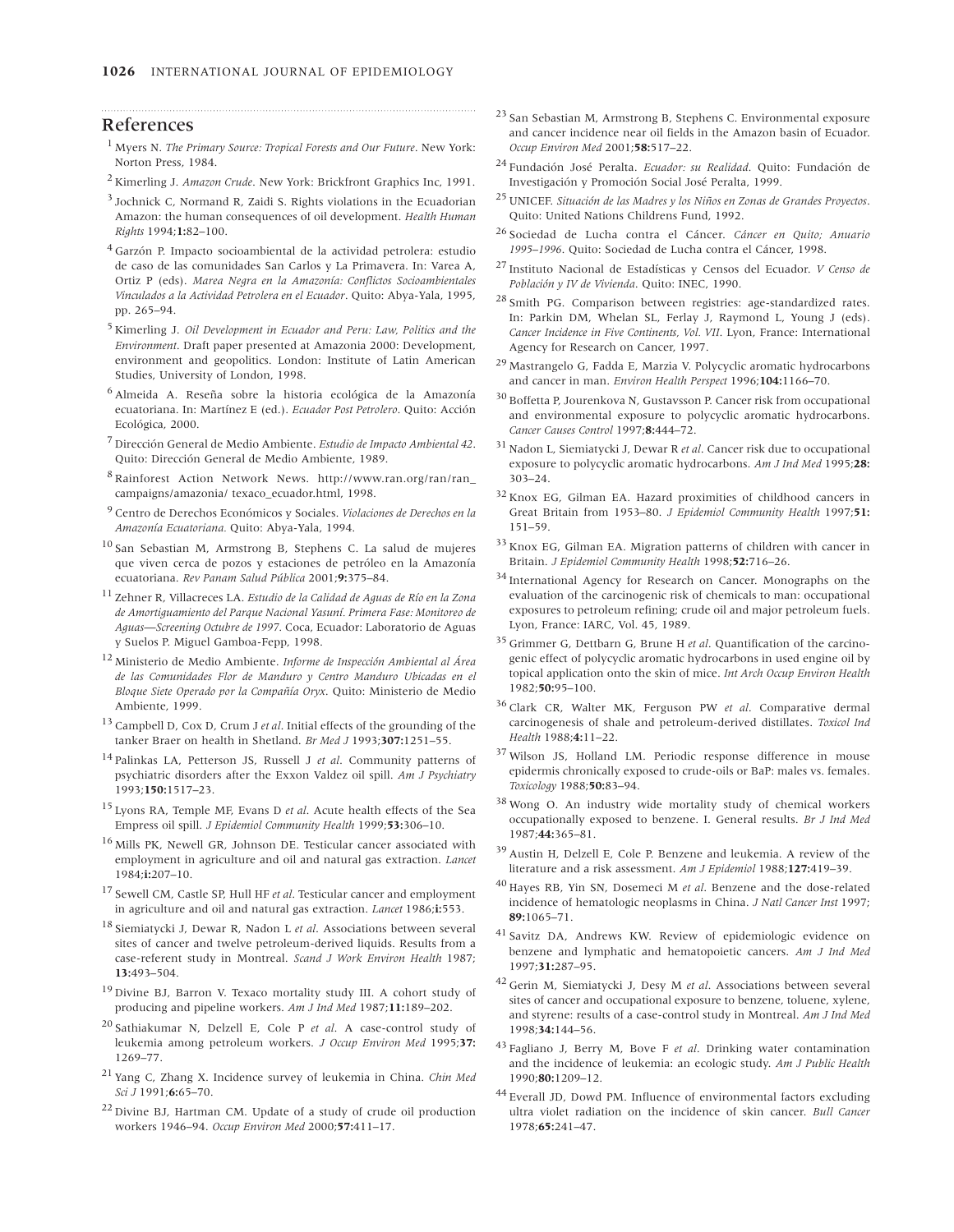## References

1. Myers N. *The Primary Source: Tropical Forests and Our Future*. New York: Norton Press, 1984.
2. Kimerling J. *Amazon Crude*. New York: Brickfront Graphics Inc, 1991.
3. Jochnick C, Normand R, Zaidi S. Rights violations in the Ecuadorian Amazon: the human consequences of oil development. *Health Human Rights* 1994;**1:**82–100.
4. Garzón P. Impacto socioambiental de la actividad petrolera: estudio de caso de las comunidades San Carlos y La Primavera. In: Varea A, Ortiz P (eds). *Marea Negra en la Amazonía: Conflictos Socioambientales Vinculados a la Actividad Petrolera en el Ecuador*. Quito: Abya-Yala, 1995, pp. 265–94.
5. Kimerling J. *Oil Development in Ecuador and Peru: Law, Politics and the Environment*. Draft paper presented at Amazonia 2000: Development, environment and geopolitics. London: Institute of Latin American Studies, University of London, 1998.
6. Almeida A. Reseña sobre la historia ecológica de la Amazonía ecuatoriana. In: Martínez E (ed.). *Ecuador Post Petrolero*. Quito: Acción Ecológica, 2000.
7. Dirección General de Medio Ambiente. *Estudio de Impacto Ambiental 42*. Quito: Dirección General de Medio Ambiente, 1989.
8. Rainforest Action Network News. http://www.ran.org/ran/ran_campaigns/amazonia/ texaco_ecuador.html, 1998.
9. Centro de Derechos Económicos y Sociales. *Violaciones de Derechos en la Amazonía Ecuatoriana.* Quito: Abya-Yala, 1994.
10. San Sebastian M, Armstrong B, Stephens C. La salud de mujeres que viven cerca de pozos y estaciones de petróleo en la Amazonía ecuatoriana. *Rev Panam Salud Pública* 2001;**9:**375–84.
11. Zehner R, Villacreces LA. *Estudio de la Calidad de Aguas de Río en la Zona de Amortiguamiento del Parque Nacional Yasuní. Primera Fase: Monitoreo de Aguas—Screening Octubre de 1997.* Coca, Ecuador: Laboratorio de Aguas y Suelos P. Miguel Gamboa-Fepp, 1998.
12. Ministerio de Medio Ambiente. *Informe de Inspección Ambiental al Área de las Comunidades Flor de Manduro y Centro Manduro Ubicadas en el Bloque Siete Operado por la Compañía Oryx*. Quito: Ministerio de Medio Ambiente, 1999.
13. Campbell D, Cox D, Crum J *et al*. Initial effects of the grounding of the tanker Braer on health in Shetland. *Br Med J* 1993;**307:**1251–55.
14. Palinkas LA, Petterson JS, Russell J *et al*. Community patterns of psychiatric disorders after the Exxon Valdez oil spill. *Am J Psychiatry* 1993;**150:**1517–23.
15. Lyons RA, Temple MF, Evans D *et al*. Acute health effects of the Sea Empress oil spill. *J Epidemiol Community Health* 1999;**53:**306–10.
16. Mills PK, Newell GR, Johnson DE. Testicular cancer associated with employment in agriculture and oil and natural gas extraction. *Lancet* 1984;**i:**207–10.
17. Sewell CM, Castle SP, Hull HF *et al*. Testicular cancer and employment in agriculture and oil and natural gas extraction. *Lancet* 1986;**i:**553.
18. Siemiatycki J, Dewar R, Nadon L *et al*. Associations between several sites of cancer and twelve petroleum-derived liquids. Results from a case-referent study in Montreal. *Scand J Work Environ Health* 1987; **13:**493–504.
19. Divine BJ, Barron V. Texaco mortality study III. A cohort study of producing and pipeline workers. *Am J Ind Med* 1987;**11:**189–202.
20. Sathiakumar N, Delzell E, Cole P *et al*. A case-control study of leukemia among petroleum workers. *J Occup Environ Med* 1995;**37:** 1269–77.
21. Yang C, Zhang X. Incidence survey of leukemia in China. *Chin Med Sci J* 1991;**6:**65–70.
22. Divine BJ, Hartman CM. Update of a study of crude oil production workers 1946–94. *Occup Environ Med* 2000;**57:**411–17.
23. San Sebastian M, Armstrong B, Stephens C. Environmental exposure and cancer incidence near oil fields in the Amazon basin of Ecuador. *Occup Environ Med* 2001;**58:**517–22.
24. Fundación José Peralta. *Ecuador: su Realidad*. Quito: Fundación de Investigación y Promoción Social José Peralta, 1999.
25. UNICEF. *Situación de las Madres y los Niños en Zonas de Grandes Proyectos*. Quito: United Nations Childrens Fund, 1992.
26. Sociedad de Lucha contra el Cáncer. *Cáncer en Quito; Anuario 1995–1996*. Quito: Sociedad de Lucha contra el Cáncer, 1998.
27. Instituto Nacional de Estadísticas y Censos del Ecuador. *V Censo de Población y IV de Vivienda*. Quito: INEC, 1990.
28. Smith PG. Comparison between registries: age-standardized rates. In: Parkin DM, Whelan SL, Ferlay J, Raymond L, Young J (eds). *Cancer Incidence in Five Continents, Vol. VII*. Lyon, France: International Agency for Research on Cancer, 1997.
29. Mastrangelo G, Fadda E, Marzia V. Polycyclic aromatic hydrocarbons and cancer in man. *Environ Health Perspect* 1996;**104:**1166–70.
30. Boffetta P, Jourenkova N, Gustavsson P. Cancer risk from occupational and environmental exposure to polycyclic aromatic hydrocarbons. *Cancer Causes Control* 1997;**8:**444–72.
31. Nadon L, Siemiatycki J, Dewar R *et al*. Cancer risk due to occupational exposure to polycyclic aromatic hydrocarbons. *Am J Ind Med* 1995;**28:** 303–24.
32. Knox EG, Gilman EA. Hazard proximities of childhood cancers in Great Britain from 1953–80. *J Epidemiol Community Health* 1997;**51:** 151–59.
33. Knox EG, Gilman EA. Migration patterns of children with cancer in Britain. *J Epidemiol Community Health* 1998;**52:**716–26.
34. International Agency for Research on Cancer. Monographs on the evaluation of the carcinogenic risk of chemicals to man: occupational exposures to petroleum refining; crude oil and major petroleum fuels. Lyon, France: IARC, Vol. 45, 1989.
35. Grimmer G, Dettbarn G, Brune H *et al*. Quantification of the carcinogenic effect of polycyclic aromatic hydrocarbons in used engine oil by topical application onto the skin of mice. *Int Arch Occup Environ Health* 1982;**50:**95–100.
36. Clark CR, Walter MK, Ferguson PW *et al*. Comparative dermal carcinogenesis of shale and petroleum-derived distillates. *Toxicol Ind Health* 1988;**4:**11–22.
37. Wilson JS, Holland LM. Periodic response difference in mouse epidermis chronically exposed to crude-oils or BaP: males vs. females. *Toxicology* 1988;**50:**83–94.
38. Wong O. An industry wide mortality study of chemical workers occupationally exposed to benzene. I. General results. *Br J Ind Med* 1987;**44:**365–81.
39. Austin H, Delzell E, Cole P. Benzene and leukemia. A review of the literature and a risk assessment. *Am J Epidemiol* 1988;**127:**419–39.
40. Hayes RB, Yin SN, Dosemeci M *et al*. Benzene and the dose-related incidence of hematologic neoplasms in China. *J Natl Cancer Inst* 1997; **89:**1065–71.
41. Savitz DA, Andrews KW. Review of epidemiologic evidence on benzene and lymphatic and hematopoietic cancers. *Am J Ind Med* 1997;**31:**287–95.
42. Gerin M, Siemiatycki J, Desy M *et al*. Associations between several sites of cancer and occupational exposure to benzene, toluene, xylene, and styrene: results of a case-control study in Montreal. *Am J Ind Med* 1998;**34:**144–56.
43. Fagliano J, Berry M, Bove F *et al*. Drinking water contamination and the incidence of leukemia: an ecologic study. *Am J Public Health* 1990;**80:**1209–12.
44. Everall JD, Dowd PM. Influence of environmental factors excluding ultra violet radiation on the incidence of skin cancer. *Bull Cancer* 1978;**65:**241–47.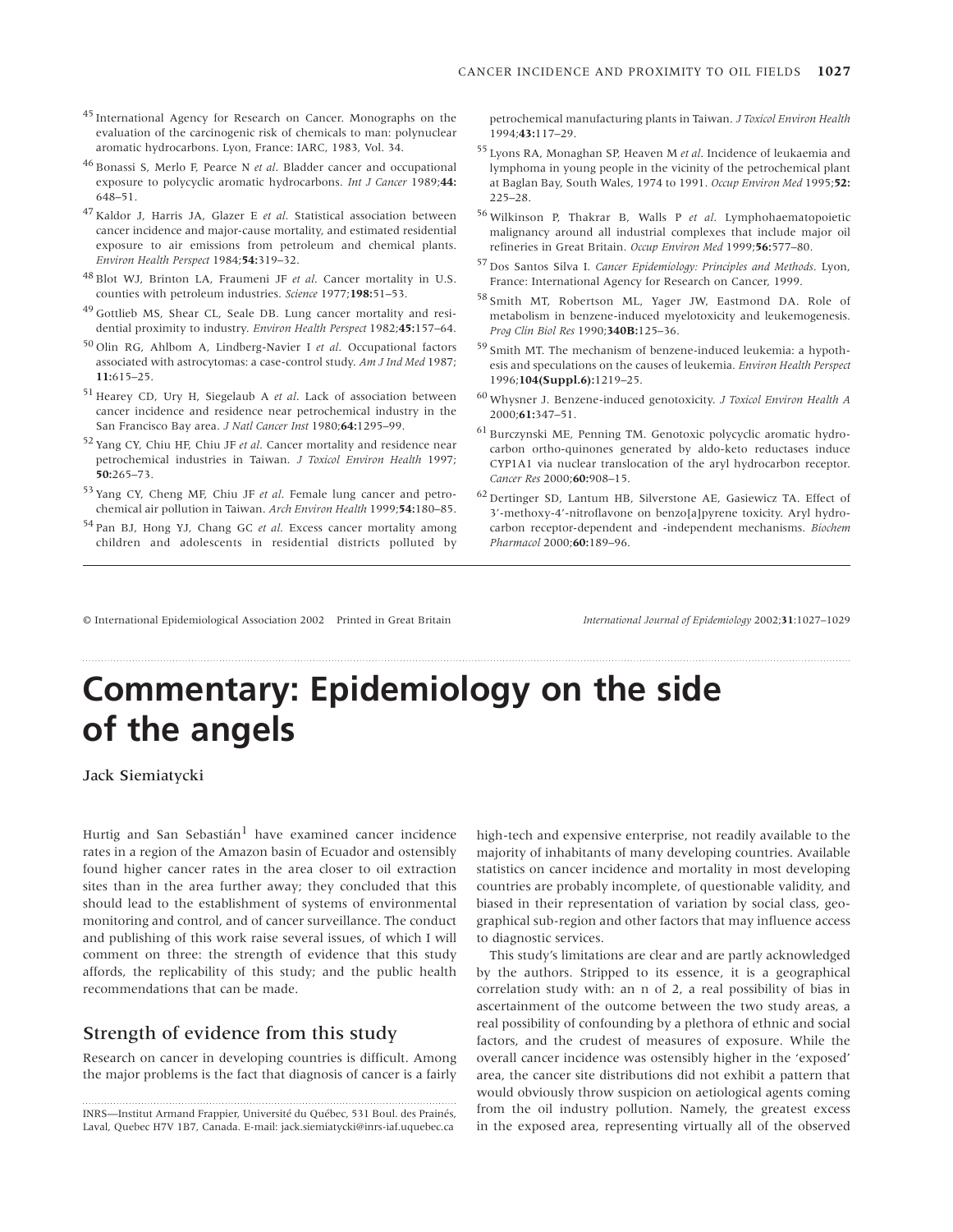45 International Agency for Research on Cancer. Monographs on the evaluation of the carcinogenic risk of chemicals to man: polynuclear aromatic hydrocarbons. Lyon, France: IARC, 1983, Vol. 34.

46 Bonassi S, Merlo F, Pearce N *et al*. Bladder cancer and occupational exposure to polycyclic aromatic hydrocarbons. *Int J Cancer* 1989;**44:**648–51.

47 Kaldor J, Harris JA, Glazer E *et al*. Statistical association between cancer incidence and major-cause mortality, and estimated residential exposure to air emissions from petroleum and chemical plants. *Environ Health Perspect* 1984;**54:**319–32.

48 Blot WJ, Brinton LA, Fraumeni JF *et al*. Cancer mortality in U.S. counties with petroleum industries. *Science* 1977;**198:**51–53.

49 Gottlieb MS, Shear CL, Seale DB. Lung cancer mortality and residential proximity to industry. *Environ Health Perspect* 1982;**45:**157–64.

50 Olin RG, Ahlbom A, Lindberg-Navier I *et al*. Occupational factors associated with astrocytomas: a case-control study. *Am J Ind Med* 1987;**11:**615–25.

51 Hearey CD, Ury H, Siegelaub A *et al*. Lack of association between cancer incidence and residence near petrochemical industry in the San Francisco Bay area. *J Natl Cancer Inst* 1980;**64:**1295–99.

52 Yang CY, Chiu HF, Chiu JF *et al*. Cancer mortality and residence near petrochemical industries in Taiwan. *J Toxicol Environ Health* 1997;**50:**265–73.

53 Yang CY, Cheng MF, Chiu JF *et al*. Female lung cancer and petrochemical air pollution in Taiwan. *Arch Environ Health* 1999;**54:**180–85.

54 Pan BJ, Hong YJ, Chang GC *et al*. Excess cancer mortality among children and adolescents in residential districts polluted by petrochemical manufacturing plants in Taiwan. *J Toxicol Environ Health* 1994;**43:**117–29.

55 Lyons RA, Monaghan SP, Heaven M *et al*. Incidence of leukaemia and lymphoma in young people in the vicinity of the petrochemical plant at Baglan Bay, South Wales, 1974 to 1991. *Occup Environ Med* 1995;**52:**225–28.

56 Wilkinson P, Thakrar B, Walls P *et al*. Lymphohaematopoietic malignancy around all industrial complexes that include major oil refineries in Great Britain. *Occup Environ Med* 1999;**56:**577–80.

57 Dos Santos Silva I. *Cancer Epidemiology: Principles and Methods*. Lyon, France: International Agency for Research on Cancer, 1999.

58 Smith MT, Robertson ML, Yager JW, Eastmond DA. Role of metabolism in benzene-induced myelotoxicity and leukemogenesis. *Prog Clin Biol Res* 1990;**340B:**125–36.

59 Smith MT. The mechanism of benzene-induced leukemia: a hypothesis and speculations on the causes of leukemia. *Environ Health Perspect* 1996;**104(Suppl.6):**1219–25.

60 Whysner J. Benzene-induced genotoxicity. *J Toxicol Environ Health A* 2000;**61:**347–51.

61 Burczynski ME, Penning TM. Genotoxic polycyclic aromatic hydrocarbon ortho-quinones generated by aldo-keto reductases induce CYP1A1 via nuclear translocation of the aryl hydrocarbon receptor. *Cancer Res* 2000;**60:**908–15.

62 Dertinger SD, Lantum HB, Silverstone AE, Gasiewicz TA. Effect of 3′-methoxy-4′-nitroflavone on benzo[a]pyrene toxicity. Aryl hydrocarbon receptor-dependent and -independent mechanisms. *Biochem Pharmacol* 2000;**60:**189–96.

---

© International Epidemiological Association 2002 Printed in Great Britain

*International Journal of Epidemiology* 2002;**31**:1027–1029

# Commentary: Epidemiology on the side of the angels

Jack Siemiatycki

INRS—Institut Armand Frappier, Université du Québec, 531 Boul. des Prainés, Laval, Quebec H7V 1B7, Canada. E-mail: jack.siemiatycki@inrs-iaf.uquebec.ca

Hurtig and San Sebastián[1] have examined cancer incidence rates in a region of the Amazon basin of Ecuador and ostensibly found higher cancer rates in the area closer to oil extraction sites than in the area further away; they concluded that this should lead to the establishment of systems of environmental monitoring and control, and of cancer surveillance. The conduct and publishing of this work raise several issues, of which I will comment on three: the strength of evidence that this study affords, the replicability of this study; and the public health recommendations that can be made.

## Strength of evidence from this study

Research on cancer in developing countries is difficult. Among the major problems is the fact that diagnosis of cancer is a fairly high-tech and expensive enterprise, not readily available to the majority of inhabitants of many developing countries. Available statistics on cancer incidence and mortality in most developing countries are probably incomplete, of questionable validity, and biased in their representation of variation by social class, geographical sub-region and other factors that may influence access to diagnostic services.

This study's limitations are clear and are partly acknowledged by the authors. Stripped to its essence, it is a geographical correlation study with: an n of 2, a real possibility of bias in ascertainment of the outcome between the two study areas, a real possibility of confounding by a plethora of ethnic and social factors, and the crudest of measures of exposure. While the overall cancer incidence was ostensibly higher in the 'exposed' area, the cancer site distributions did not exhibit a pattern that would obviously throw suspicion on aetiological agents coming from the oil industry pollution. Namely, the greatest excess in the exposed area, representing virtually all of the observed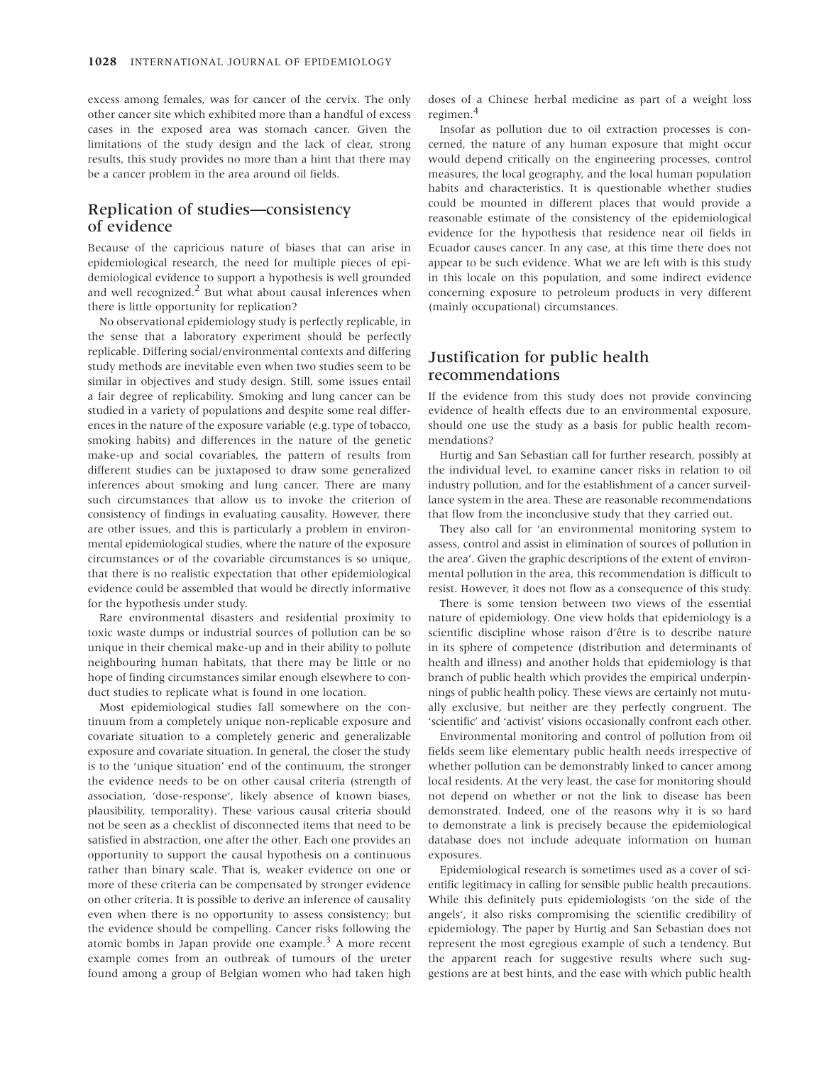excess among females, was for cancer of the cervix. The only other cancer site which exhibited more than a handful of excess cases in the exposed area was stomach cancer. Given the limitations of the study design and the lack of clear, strong results, this study provides no more than a hint that there may be a cancer problem in the area around oil fields.

## Replication of studies—consistency of evidence

Because of the capricious nature of biases that can arise in epidemiological research, the need for multiple pieces of epidemiological evidence to support a hypothesis is well grounded and well recognized.[2] But what about causal inferences when there is little opportunity for replication?

No observational epidemiology study is perfectly replicable, in the sense that a laboratory experiment should be perfectly replicable. Differing social/environmental contexts and differing study methods are inevitable even when two studies seem to be similar in objectives and study design. Still, some issues entail a fair degree of replicability. Smoking and lung cancer can be studied in a variety of populations and despite some real differences in the nature of the exposure variable (e.g. type of tobacco, smoking habits) and differences in the nature of the genetic make-up and social covariables, the pattern of results from different studies can be juxtaposed to draw some generalized inferences about smoking and lung cancer. There are many such circumstances that allow us to invoke the criterion of consistency of findings in evaluating causality. However, there are other issues, and this is particularly a problem in environmental epidemiological studies, where the nature of the exposure circumstances or of the covariable circumstances is so unique, that there is no realistic expectation that other epidemiological evidence could be assembled that would be directly informative for the hypothesis under study.

Rare environmental disasters and residential proximity to toxic waste dumps or industrial sources of pollution can be so unique in their chemical make-up and in their ability to pollute neighbouring human habitats, that there may be little or no hope of finding circumstances similar enough elsewhere to conduct studies to replicate what is found in one location.

Most epidemiological studies fall somewhere on the continuum from a completely unique non-replicable exposure and covariate situation to a completely generic and generalizable exposure and covariate situation. In general, the closer the study is to the 'unique situation' end of the continuum, the stronger the evidence needs to be on other causal criteria (strength of association, 'dose-response', likely absence of known biases, plausibility, temporality). These various causal criteria should not be seen as a checklist of disconnected items that need to be satisfied in abstraction, one after the other. Each one provides an opportunity to support the causal hypothesis on a continuous rather than binary scale. That is, weaker evidence on one or more of these criteria can be compensated by stronger evidence on other criteria. It is possible to derive an inference of causality even when there is no opportunity to assess consistency; but the evidence should be compelling. Cancer risks following the atomic bombs in Japan provide one example.[3] A more recent example comes from an outbreak of tumours of the ureter found among a group of Belgian women who had taken high doses of a Chinese herbal medicine as part of a weight loss regimen.[4]

Insofar as pollution due to oil extraction processes is concerned, the nature of any human exposure that might occur would depend critically on the engineering processes, control measures, the local geography, and the local human population habits and characteristics. It is questionable whether studies could be mounted in different places that would provide a reasonable estimate of the consistency of the epidemiological evidence for the hypothesis that residence near oil fields in Ecuador causes cancer. In any case, at this time there does not appear to be such evidence. What we are left with is this study in this locale on this population, and some indirect evidence concerning exposure to petroleum products in very different (mainly occupational) circumstances.

## Justification for public health recommendations

If the evidence from this study does not provide convincing evidence of health effects due to an environmental exposure, should one use the study as a basis for public health recommendations?

Hurtig and San Sebastian call for further research, possibly at the individual level, to examine cancer risks in relation to oil industry pollution, and for the establishment of a cancer surveillance system in the area. These are reasonable recommendations that flow from the inconclusive study that they carried out.

They also call for 'an environmental monitoring system to assess, control and assist in elimination of sources of pollution in the area'. Given the graphic descriptions of the extent of environmental pollution in the area, this recommendation is difficult to resist. However, it does not flow as a consequence of this study.

There is some tension between two views of the essential nature of epidemiology. One view holds that epidemiology is a scientific discipline whose raison d'être is to describe nature in its sphere of competence (distribution and determinants of health and illness) and another holds that epidemiology is that branch of public health which provides the empirical underpinnings of public health policy. These views are certainly not mutually exclusive, but neither are they perfectly congruent. The 'scientific' and 'activist' visions occasionally confront each other.

Environmental monitoring and control of pollution from oil fields seem like elementary public health needs irrespective of whether pollution can be demonstrably linked to cancer among local residents. At the very least, the case for monitoring should not depend on whether or not the link to disease has been demonstrated. Indeed, one of the reasons why it is so hard to demonstrate a link is precisely because the epidemiological database does not include adequate information on human exposures.

Epidemiological research is sometimes used as a cover of scientific legitimacy in calling for sensible public health precautions. While this definitely puts epidemiologists 'on the side of the angels', it also risks compromising the scientific credibility of epidemiology. The paper by Hurtig and San Sebastian does not represent the most egregious example of such a tendency. But the apparent reach for suggestive results where such suggestions are at best hints, and the ease with which public health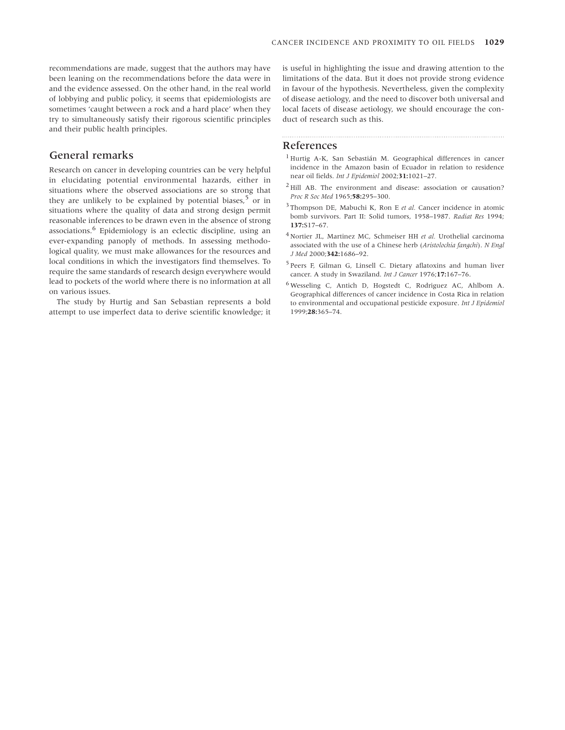recommendations are made, suggest that the authors may have been leaning on the recommendations before the data were in and the evidence assessed. On the other hand, in the real world of lobbying and public policy, it seems that epidemiologists are sometimes 'caught between a rock and a hard place' when they try to simultaneously satisfy their rigorous scientific principles and their public health principles.

## General remarks

Research on cancer in developing countries can be very helpful in elucidating potential environmental hazards, either in situations where the observed associations are so strong that they are unlikely to be explained by potential biases,[5] or in situations where the quality of data and strong design permit reasonable inferences to be drawn even in the absence of strong associations.[6] Epidemiology is an eclectic discipline, using an ever-expanding panoply of methods. In assessing methodological quality, we must make allowances for the resources and local conditions in which the investigators find themselves. To require the same standards of research design everywhere would lead to pockets of the world where there is no information at all on various issues.

The study by Hurtig and San Sebastian represents a bold attempt to use imperfect data to derive scientific knowledge; it is useful in highlighting the issue and drawing attention to the limitations of the data. But it does not provide strong evidence in favour of the hypothesis. Nevertheless, given the complexity of disease aetiology, and the need to discover both universal and local facets of disease aetiology, we should encourage the conduct of research such as this.

## References

[1] Hurtig A-K, San Sebastián M. Geographical differences in cancer incidence in the Amazon basin of Ecuador in relation to residence near oil fields. *Int J Epidemiol* 2002;**31:**1021–27.

[2] Hill AB. The environment and disease: association or causation? *Proc R Soc Med* 1965;**58:**295–300.

[3] Thompson DE, Mabuchi K, Ron E *et al.* Cancer incidence in atomic bomb survivors. Part II: Solid tumors, 1958–1987. *Radiat Res* 1994; **137:**S17–67.

[4] Nortier JL, Martinez MC, Schmeiser HH *et al.* Urothelial carcinoma associated with the use of a Chinese herb (*Aristolochia fangchi*). *N Engl J Med* 2000;**342:**1686–92.

[5] Peers F, Gilman G, Linsell C. Dietary aflatoxins and human liver cancer. A study in Swaziland. *Int J Cancer* 1976;**17:**167–76.

[6] Wesseling C, Antich D, Hogstedt C, Rodriguez AC, Ahlbom A. Geographical differences of cancer incidence in Costa Rica in relation to environmental and occupational pesticide exposure. *Int J Epidemiol* 1999;**28:**365–74.